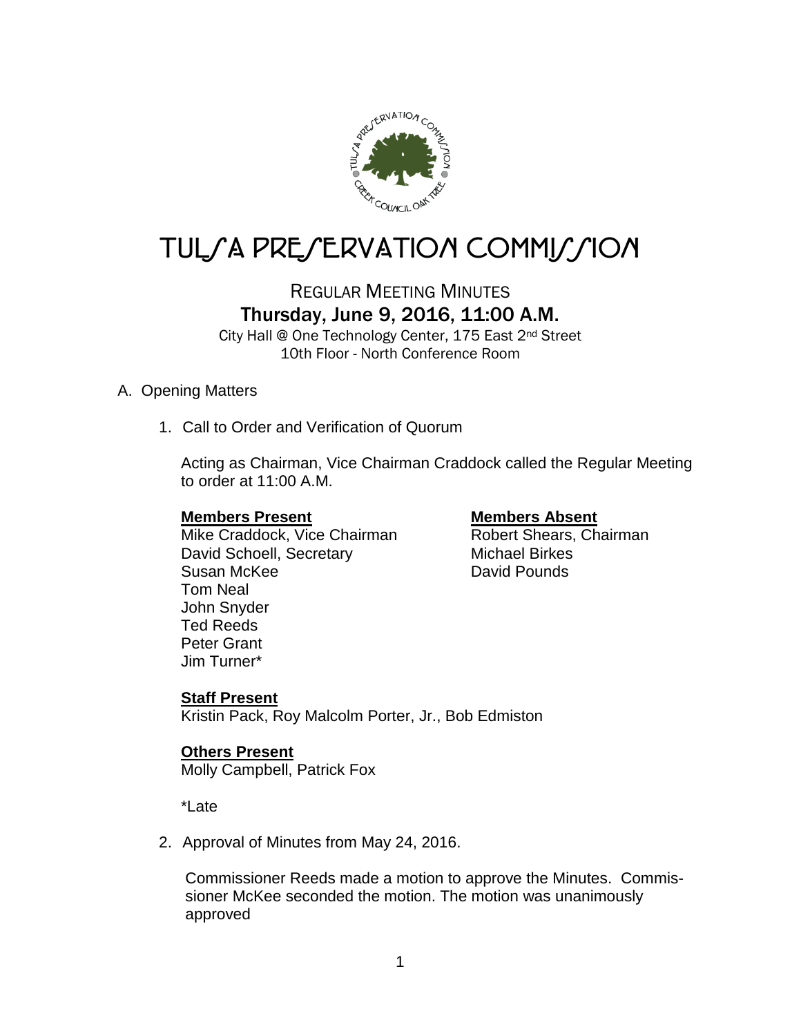# TULSA PRESERVATION COMMISSION

## REGULAR MEETING MINUTES
## Thursday, June 9, 2016, 11:00 A.M.

City Hall @ One Technology Center, 175 East 2nd Street
10th Floor - North Conference Room

A. Opening Matters

1. Call to Order and Verification of Quorum

   Acting as Chairman, Vice Chairman Craddock called the Regular Meeting to order at 11:00 A.M.

   **Members Present**
   Mike Craddock, Vice Chairman
   David Schoell, Secretary
   Susan McKee
   Tom Neal
   John Snyder
   Ted Reeds
   Peter Grant
   Jim Turner*

   **Members Absent**
   Robert Shears, Chairman
   Michael Birkes
   David Pounds

   **Staff Present**
   Kristin Pack, Roy Malcolm Porter, Jr., Bob Edmiston

   **Others Present**
   Molly Campbell, Patrick Fox

   *Late

2. Approval of Minutes from May 24, 2016.

   Commissioner Reeds made a motion to approve the Minutes. Commissioner McKee seconded the motion. The motion was unanimously approved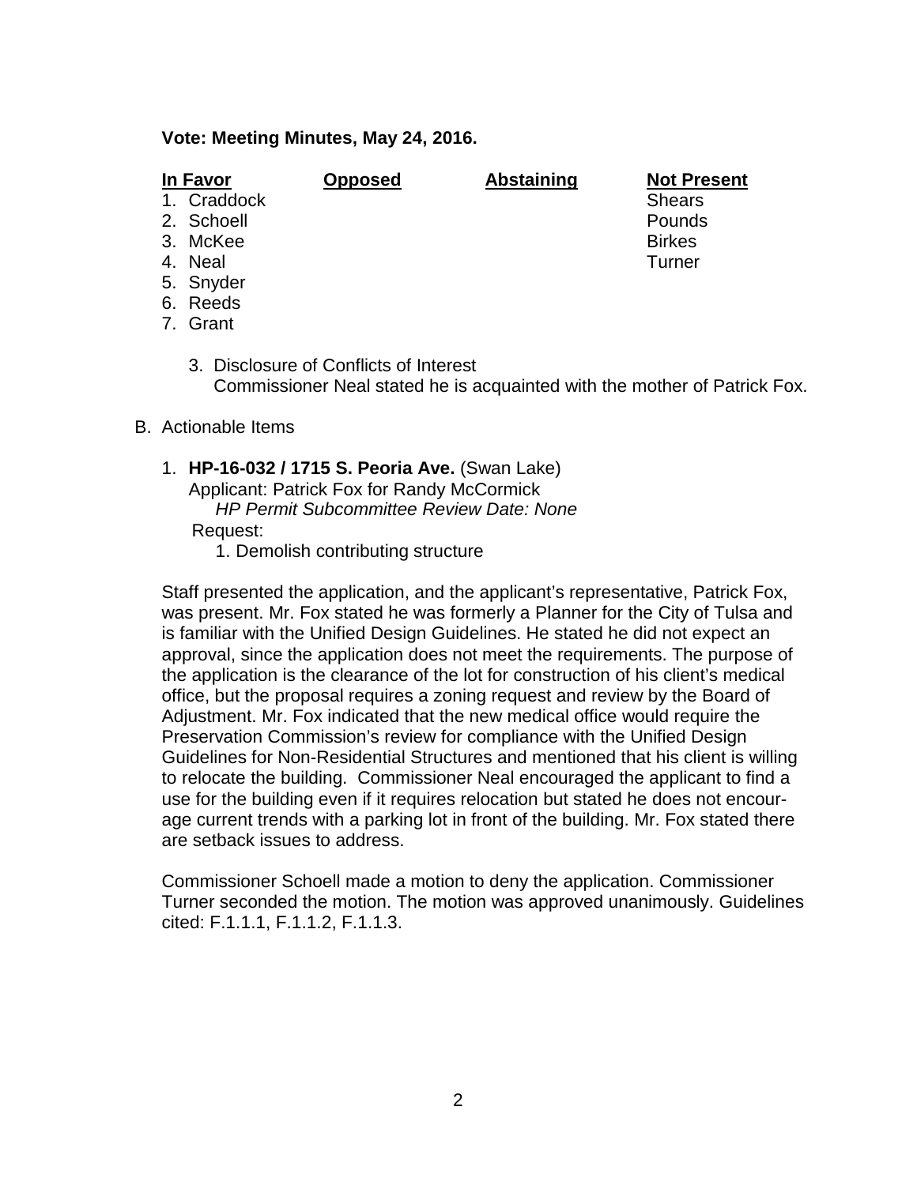**Vote: Meeting Minutes, May 24, 2016.**

| In Favor | Opposed | Abstaining | Not Present |
| --- | --- | --- | --- |
| 1. Craddock | | | Shears |
| 2. Schoell | | | Pounds |
| 3. McKee | | | Birkes |
| 4. Neal | | | Turner |
| 5. Snyder | | | |
| 6. Reeds | | | |
| 7. Grant | | | |

3. Disclosure of Conflicts of Interest
   Commissioner Neal stated he is acquainted with the mother of Patrick Fox.

B. Actionable Items

1. **HP-16-032 / 1715 S. Peoria Ave.** (Swan Lake)
   Applicant: Patrick Fox for Randy McCormick
   *HP Permit Subcommittee Review Date: None*
   Request:
   1. Demolish contributing structure

Staff presented the application, and the applicant's representative, Patrick Fox, was present. Mr. Fox stated he was formerly a Planner for the City of Tulsa and is familiar with the Unified Design Guidelines. He stated he did not expect an approval, since the application does not meet the requirements. The purpose of the application is the clearance of the lot for construction of his client's medical office, but the proposal requires a zoning request and review by the Board of Adjustment. Mr. Fox indicated that the new medical office would require the Preservation Commission's review for compliance with the Unified Design Guidelines for Non-Residential Structures and mentioned that his client is willing to relocate the building. Commissioner Neal encouraged the applicant to find a use for the building even if it requires relocation but stated he does not encourage current trends with a parking lot in front of the building. Mr. Fox stated there are setback issues to address.

Commissioner Schoell made a motion to deny the application. Commissioner Turner seconded the motion. The motion was approved unanimously. Guidelines cited: F.1.1.1, F.1.1.2, F.1.1.3.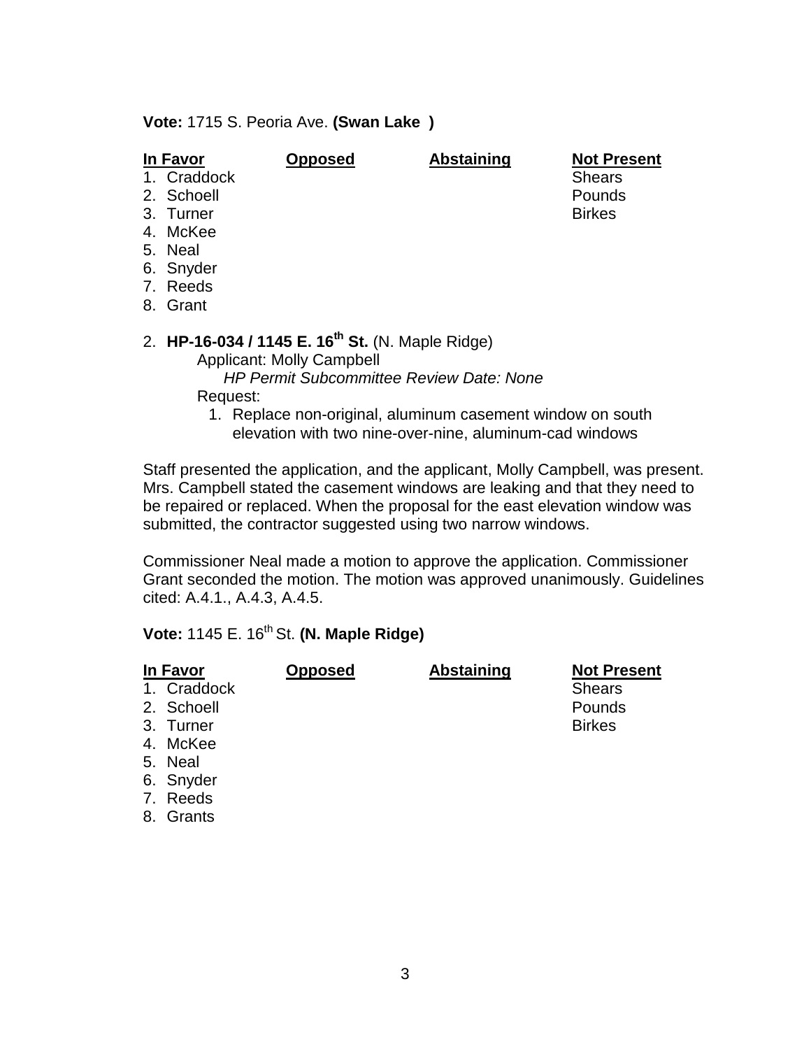**Vote:** 1715 S. Peoria Ave. **(Swan Lake )**

| In Favor | Opposed | Abstaining | Not Present |
|---|---|---|---|
| 1. Craddock | | | Shears |
| 2. Schoell | | | Pounds |
| 3. Turner | | | Birkes |
| 4. McKee | | | |
| 5. Neal | | | |
| 6. Snyder | | | |
| 7. Reeds | | | |
| 8. Grant | | | |

2. **HP-16-034 / 1145 E. 16th St.** (N. Maple Ridge)

   Applicant: Molly Campbell

   *HP Permit Subcommittee Review Date: None*

   Request:

   1. Replace non-original, aluminum casement window on south elevation with two nine-over-nine, aluminum-cad windows

Staff presented the application, and the applicant, Molly Campbell, was present. Mrs. Campbell stated the casement windows are leaking and that they need to be repaired or replaced. When the proposal for the east elevation window was submitted, the contractor suggested using two narrow windows.

Commissioner Neal made a motion to approve the application. Commissioner Grant seconded the motion. The motion was approved unanimously. Guidelines cited: A.4.1., A.4.3, A.4.5.

**Vote:** 1145 E. 16th St. **(N. Maple Ridge)**

| In Favor | Opposed | Abstaining | Not Present |
|---|---|---|---|
| 1. Craddock | | | Shears |
| 2. Schoell | | | Pounds |
| 3. Turner | | | Birkes |
| 4. McKee | | | |
| 5. Neal | | | |
| 6. Snyder | | | |
| 7. Reeds | | | |
| 8. Grants | | | |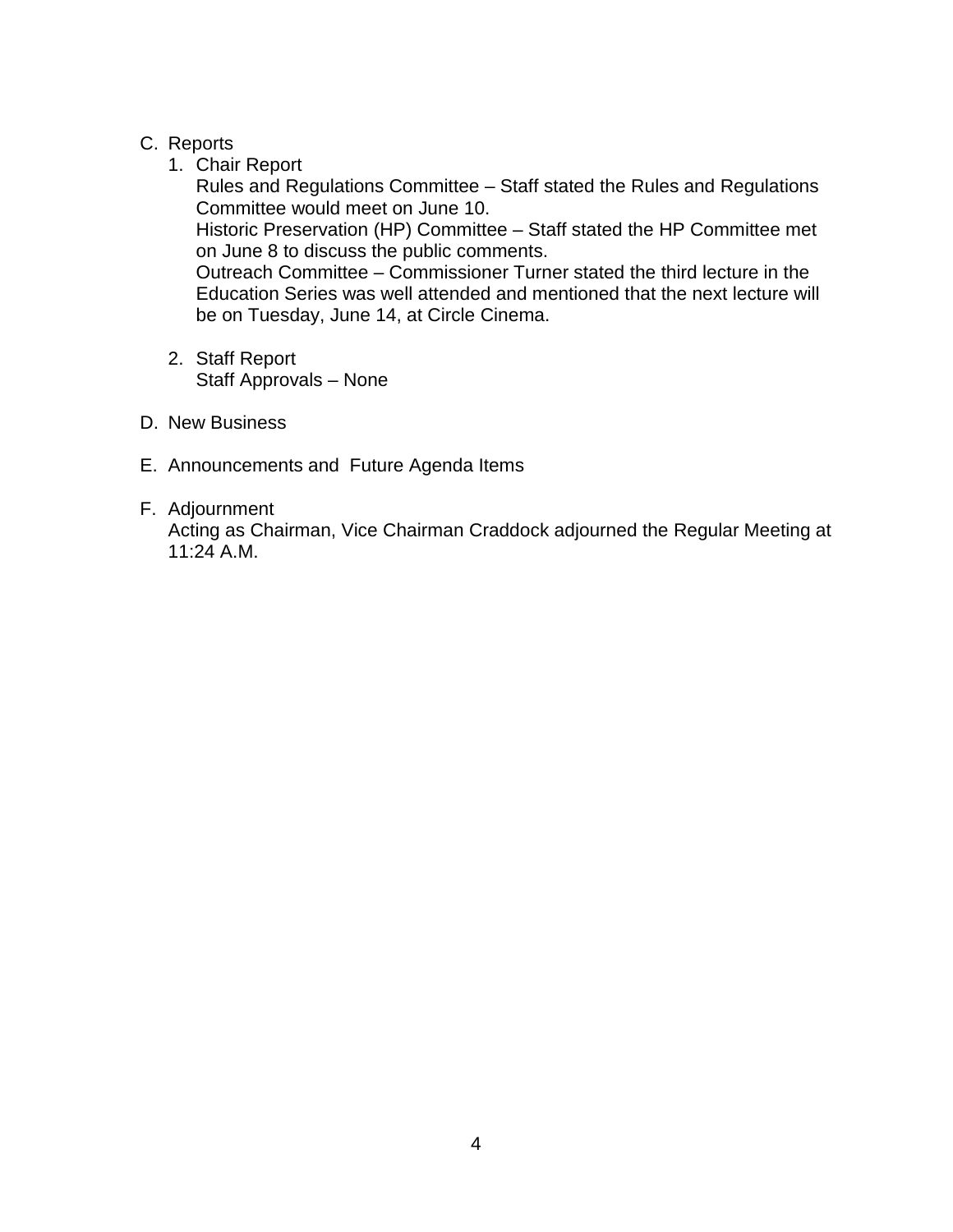C. Reports
   1. Chair Report
      Rules and Regulations Committee – Staff stated the Rules and Regulations Committee would meet on June 10.
      Historic Preservation (HP) Committee – Staff stated the HP Committee met on June 8 to discuss the public comments.
      Outreach Committee – Commissioner Turner stated the third lecture in the Education Series was well attended and mentioned that the next lecture will be on Tuesday, June 14, at Circle Cinema.

   2. Staff Report
      Staff Approvals – None

D. New Business

E. Announcements and Future Agenda Items

F. Adjournment
   Acting as Chairman, Vice Chairman Craddock adjourned the Regular Meeting at 11:24 A.M.